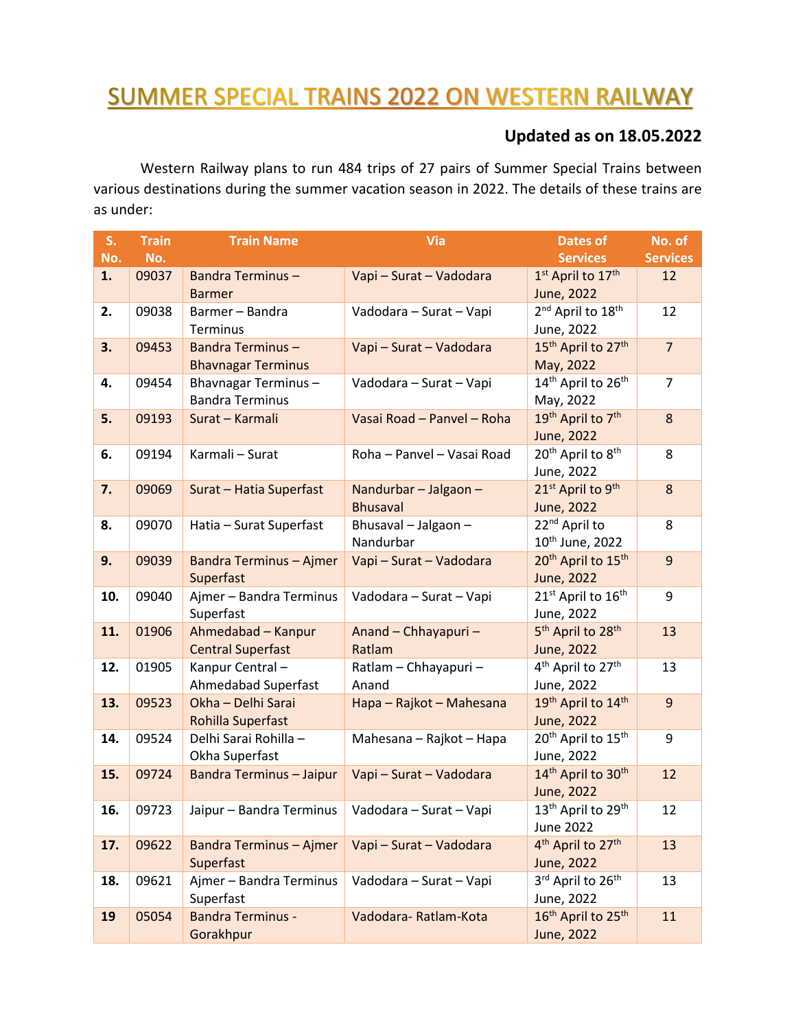# SUMMER SPECIAL TRAINS 2022 ON WESTERN RAILWAY

**Updated as on 18.05.2022**

Western Railway plans to run 484 trips of 27 pairs of Summer Special Trains between various destinations during the summer vacation season in 2022. The details of these trains are as under:

| S. No. | Train No. | Train Name | Via | Dates of Services | No. of Services |
|---|---|---|---|---|---|
| **1.** | 09037 | Bandra Terminus – Barmer | Vapi – Surat – Vadodara | 1st April to 17th June, 2022 | 12 |
| **2.** | 09038 | Barmer – Bandra Terminus | Vadodara – Surat – Vapi | 2nd April to 18th June, 2022 | 12 |
| **3.** | 09453 | Bandra Terminus – Bhavnagar Terminus | Vapi – Surat – Vadodara | 15th April to 27th May, 2022 | 7 |
| **4.** | 09454 | Bhavnagar Terminus – Bandra Terminus | Vadodara – Surat – Vapi | 14th April to 26th May, 2022 | 7 |
| **5.** | 09193 | Surat – Karmali | Vasai Road – Panvel – Roha | 19th April to 7th June, 2022 | 8 |
| **6.** | 09194 | Karmali – Surat | Roha – Panvel – Vasai Road | 20th April to 8th June, 2022 | 8 |
| **7.** | 09069 | Surat – Hatia Superfast | Nandurbar – Jalgaon – Bhusaval | 21st April to 9th June, 2022 | 8 |
| **8.** | 09070 | Hatia – Surat Superfast | Bhusaval – Jalgaon – Nandurbar | 22nd April to 10th June, 2022 | 8 |
| **9.** | 09039 | Bandra Terminus – Ajmer Superfast | Vapi – Surat – Vadodara | 20th April to 15th June, 2022 | 9 |
| **10.** | 09040 | Ajmer – Bandra Terminus Superfast | Vadodara – Surat – Vapi | 21st April to 16th June, 2022 | 9 |
| **11.** | 01906 | Ahmedabad – Kanpur Central Superfast | Anand – Chhayapuri – Ratlam | 5th April to 28th June, 2022 | 13 |
| **12.** | 01905 | Kanpur Central – Ahmedabad Superfast | Ratlam – Chhayapuri – Anand | 4th April to 27th June, 2022 | 13 |
| **13.** | 09523 | Okha – Delhi Sarai Rohilla Superfast | Hapa – Rajkot – Mahesana | 19th April to 14th June, 2022 | 9 |
| **14.** | 09524 | Delhi Sarai Rohilla – Okha Superfast | Mahesana – Rajkot – Hapa | 20th April to 15th June, 2022 | 9 |
| **15.** | 09724 | Bandra Terminus – Jaipur | Vapi – Surat – Vadodara | 14th April to 30th June, 2022 | 12 |
| **16.** | 09723 | Jaipur – Bandra Terminus | Vadodara – Surat – Vapi | 13th April to 29th June 2022 | 12 |
| **17.** | 09622 | Bandra Terminus – Ajmer Superfast | Vapi – Surat – Vadodara | 4th April to 27th June, 2022 | 13 |
| **18.** | 09621 | Ajmer – Bandra Terminus Superfast | Vadodara – Surat – Vapi | 3rd April to 26th June, 2022 | 13 |
| **19** | 05054 | Bandra Terminus - Gorakhpur | Vadodara- Ratlam-Kota | 16th April to 25th June, 2022 | 11 |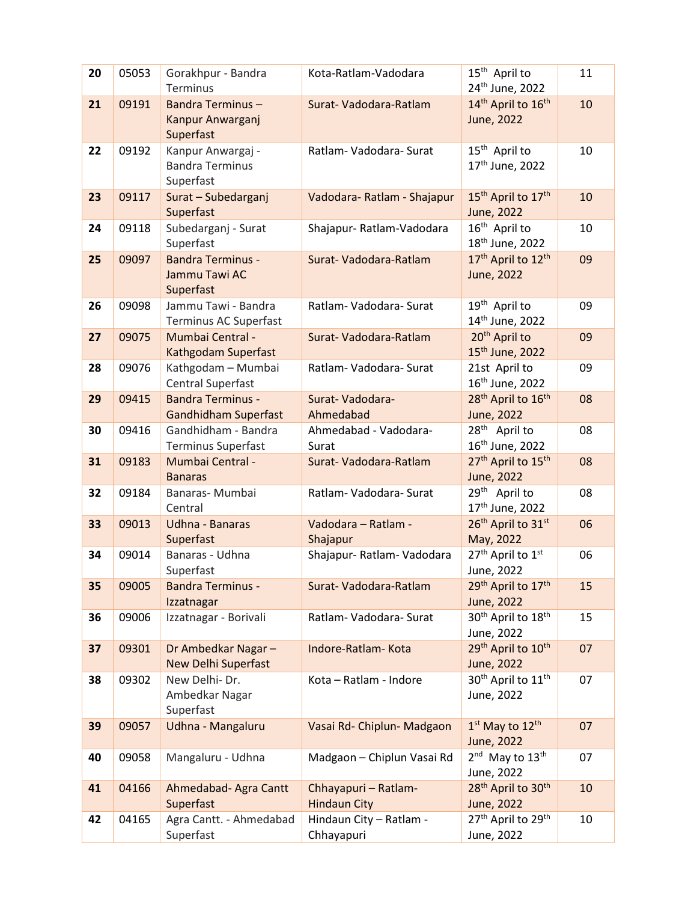| 20 | 05053 | Gorakhpur - Bandra Terminus | Kota-Ratlam-Vadodara | 15th April to 24th June, 2022 | 11 |
|---|---|---|---|---|---|
| 21 | 09191 | Bandra Terminus – Kanpur Anwarganj Superfast | Surat- Vadodara-Ratlam | 14th April to 16th June, 2022 | 10 |
| 22 | 09192 | Kanpur Anwargaj - Bandra Terminus Superfast | Ratlam- Vadodara- Surat | 15th April to 17th June, 2022 | 10 |
| 23 | 09117 | Surat – Subedarganj Superfast | Vadodara- Ratlam - Shajapur | 15th April to 17th June, 2022 | 10 |
| 24 | 09118 | Subedarganj - Surat Superfast | Shajapur- Ratlam-Vadodara | 16th April to 18th June, 2022 | 10 |
| 25 | 09097 | Bandra Terminus - Jammu Tawi AC Superfast | Surat- Vadodara-Ratlam | 17th April to 12th June, 2022 | 09 |
| 26 | 09098 | Jammu Tawi - Bandra Terminus AC Superfast | Ratlam- Vadodara- Surat | 19th April to 14th June, 2022 | 09 |
| 27 | 09075 | Mumbai Central - Kathgodam Superfast | Surat- Vadodara-Ratlam | 20th April to 15th June, 2022 | 09 |
| 28 | 09076 | Kathgodam – Mumbai Central Superfast | Ratlam- Vadodara- Surat | 21st April to 16th June, 2022 | 09 |
| 29 | 09415 | Bandra Terminus - Gandhidham Superfast | Surat- Vadodara- Ahmedabad | 28th April to 16th June, 2022 | 08 |
| 30 | 09416 | Gandhidham - Bandra Terminus Superfast | Ahmedabad - Vadodara- Surat | 28th April to 16th June, 2022 | 08 |
| 31 | 09183 | Mumbai Central - Banaras | Surat- Vadodara-Ratlam | 27th April to 15th June, 2022 | 08 |
| 32 | 09184 | Banaras- Mumbai Central | Ratlam- Vadodara- Surat | 29th April to 17th June, 2022 | 08 |
| 33 | 09013 | Udhna - Banaras Superfast | Vadodara – Ratlam - Shajapur | 26th April to 31st May, 2022 | 06 |
| 34 | 09014 | Banaras - Udhna Superfast | Shajapur- Ratlam- Vadodara | 27th April to 1st June, 2022 | 06 |
| 35 | 09005 | Bandra Terminus - Izzatnagar | Surat- Vadodara-Ratlam | 29th April to 17th June, 2022 | 15 |
| 36 | 09006 | Izzatnagar - Borivali | Ratlam- Vadodara- Surat | 30th April to 18th June, 2022 | 15 |
| 37 | 09301 | Dr Ambedkar Nagar – New Delhi Superfast | Indore-Ratlam- Kota | 29th April to 10th June, 2022 | 07 |
| 38 | 09302 | New Delhi- Dr. Ambedkar Nagar Superfast | Kota – Ratlam - Indore | 30th April to 11th June, 2022 | 07 |
| 39 | 09057 | Udhna - Mangaluru | Vasai Rd- Chiplun- Madgaon | 1st May to 12th June, 2022 | 07 |
| 40 | 09058 | Mangaluru - Udhna | Madgaon – Chiplun Vasai Rd | 2nd May to 13th June, 2022 | 07 |
| 41 | 04166 | Ahmedabad- Agra Cantt Superfast | Chhayapuri – Ratlam- Hindaun City | 28th April to 30th June, 2022 | 10 |
| 42 | 04165 | Agra Cantt. - Ahmedabad Superfast | Hindaun City – Ratlam - Chhayapuri | 27th April to 29th June, 2022 | 10 |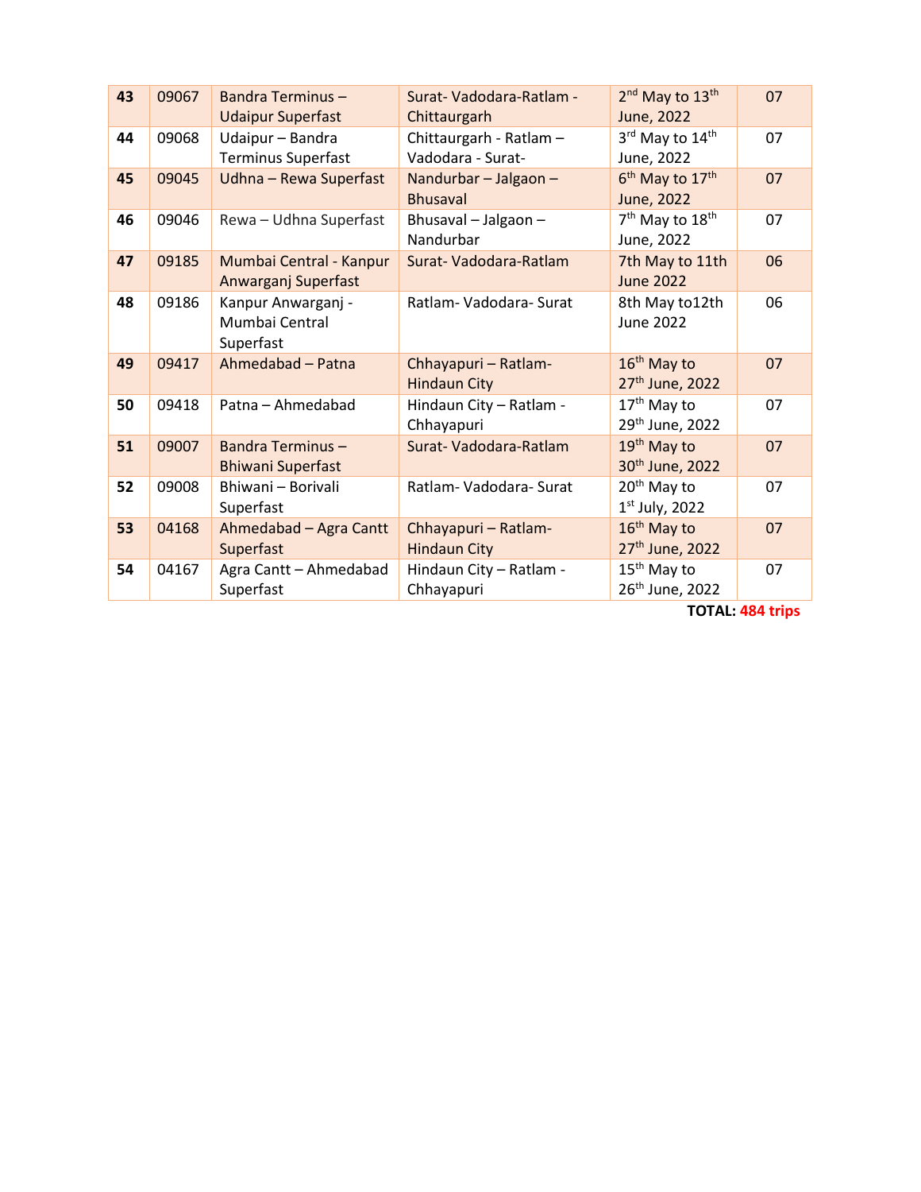| | | | | | |
|---|---|---|---|---|---|
| **43** | 09067 | Bandra Terminus – Udaipur Superfast | Surat- Vadodara-Ratlam - Chittaurgarh | 2nd May to 13th June, 2022 | 07 |
| **44** | 09068 | Udaipur – Bandra Terminus Superfast | Chittaurgarh - Ratlam – Vadodara - Surat- | 3rd May to 14th June, 2022 | 07 |
| **45** | 09045 | Udhna – Rewa Superfast | Nandurbar – Jalgaon – Bhusaval | 6th May to 17th June, 2022 | 07 |
| **46** | 09046 | Rewa – Udhna Superfast | Bhusaval – Jalgaon – Nandurbar | 7th May to 18th June, 2022 | 07 |
| **47** | 09185 | Mumbai Central - Kanpur Anwarganj Superfast | Surat- Vadodara-Ratlam | 7th May to 11th June 2022 | 06 |
| **48** | 09186 | Kanpur Anwarganj - Mumbai Central Superfast | Ratlam- Vadodara- Surat | 8th May to12th June 2022 | 06 |
| **49** | 09417 | Ahmedabad – Patna | Chhayapuri – Ratlam- Hindaun City | 16th May to 27th June, 2022 | 07 |
| **50** | 09418 | Patna – Ahmedabad | Hindaun City – Ratlam - Chhayapuri | 17th May to 29th June, 2022 | 07 |
| **51** | 09007 | Bandra Terminus – Bhiwani Superfast | Surat- Vadodara-Ratlam | 19th May to 30th June, 2022 | 07 |
| **52** | 09008 | Bhiwani – Borivali Superfast | Ratlam- Vadodara- Surat | 20th May to 1st July, 2022 | 07 |
| **53** | 04168 | Ahmedabad – Agra Cantt Superfast | Chhayapuri – Ratlam- Hindaun City | 16th May to 27th June, 2022 | 07 |
| **54** | 04167 | Agra Cantt – Ahmedabad Superfast | Hindaun City – Ratlam - Chhayapuri | 15th May to 26th June, 2022 | 07 |

**TOTAL: 484 trips**